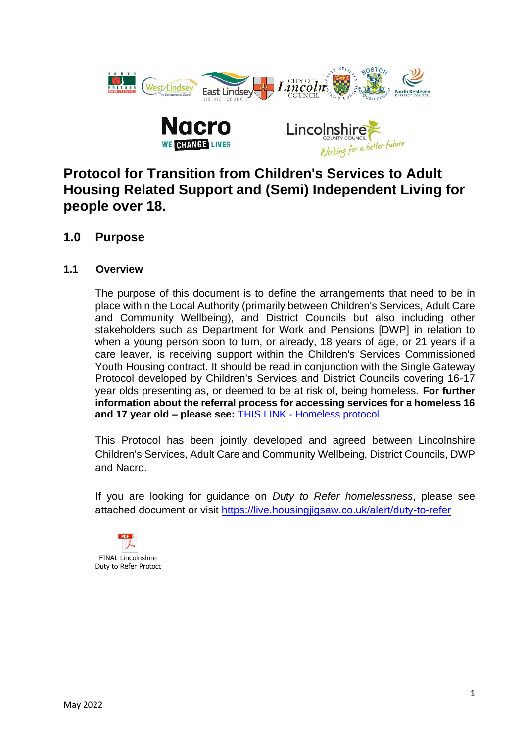# Protocol for Transition from Children's Services to Adult Housing Related Support and (Semi) Independent Living for people over 18.

## 1.0 Purpose

### 1.1 Overview

The purpose of this document is to define the arrangements that need to be in place within the Local Authority (primarily between Children's Services, Adult Care and Community Wellbeing), and District Councils but also including other stakeholders such as Department for Work and Pensions [DWP] in relation to when a young person soon to turn, or already, 18 years of age, or 21 years if a care leaver, is receiving support within the Children's Services Commissioned Youth Housing contract. It should be read in conjunction with the Single Gateway Protocol developed by Children's Services and District Councils covering 16-17 year olds presenting as, or deemed to be at risk of, being homeless. **For further information about the referral process for accessing services for a homeless 16 and 17 year old – please see:** THIS LINK - Homeless protocol

This Protocol has been jointly developed and agreed between Lincolnshire Children's Services, Adult Care and Community Wellbeing, District Councils, DWP and Nacro.

If you are looking for guidance on *Duty to Refer homelessness*, please see attached document or visit https://live.housingjigsaw.co.uk/alert/duty-to-refer

FINAL Lincolnshire Duty to Refer Protocc

May 2022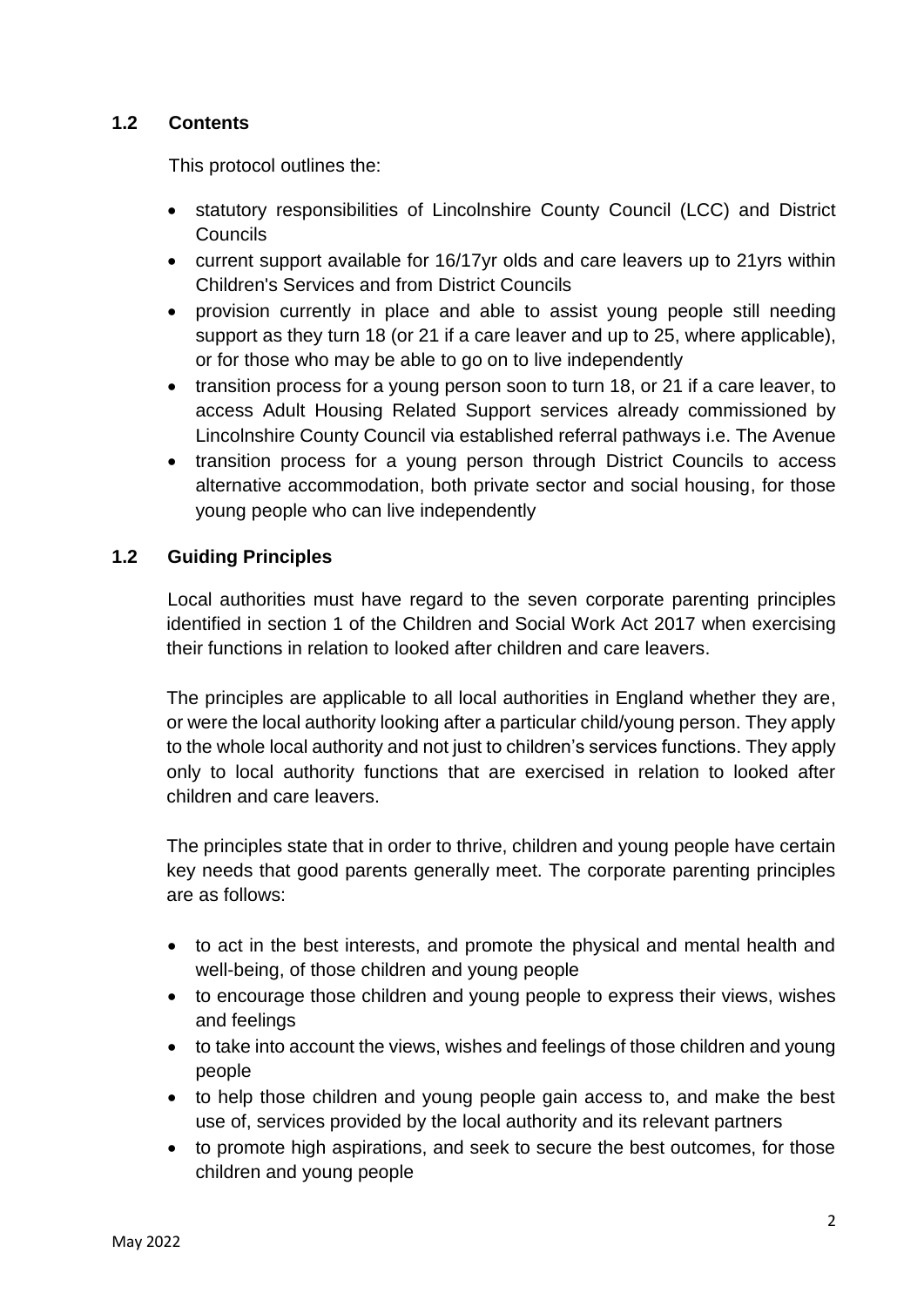### 1.2 Contents

This protocol outlines the:

- statutory responsibilities of Lincolnshire County Council (LCC) and District Councils
- current support available for 16/17yr olds and care leavers up to 21yrs within Children's Services and from District Councils
- provision currently in place and able to assist young people still needing support as they turn 18 (or 21 if a care leaver and up to 25, where applicable), or for those who may be able to go on to live independently
- transition process for a young person soon to turn 18, or 21 if a care leaver, to access Adult Housing Related Support services already commissioned by Lincolnshire County Council via established referral pathways i.e. The Avenue
- transition process for a young person through District Councils to access alternative accommodation, both private sector and social housing, for those young people who can live independently

### 1.2 Guiding Principles

Local authorities must have regard to the seven corporate parenting principles identified in section 1 of the Children and Social Work Act 2017 when exercising their functions in relation to looked after children and care leavers.

The principles are applicable to all local authorities in England whether they are, or were the local authority looking after a particular child/young person. They apply to the whole local authority and not just to children's services functions. They apply only to local authority functions that are exercised in relation to looked after children and care leavers.

The principles state that in order to thrive, children and young people have certain key needs that good parents generally meet. The corporate parenting principles are as follows:

- to act in the best interests, and promote the physical and mental health and well-being, of those children and young people
- to encourage those children and young people to express their views, wishes and feelings
- to take into account the views, wishes and feelings of those children and young people
- to help those children and young people gain access to, and make the best use of, services provided by the local authority and its relevant partners
- to promote high aspirations, and seek to secure the best outcomes, for those children and young people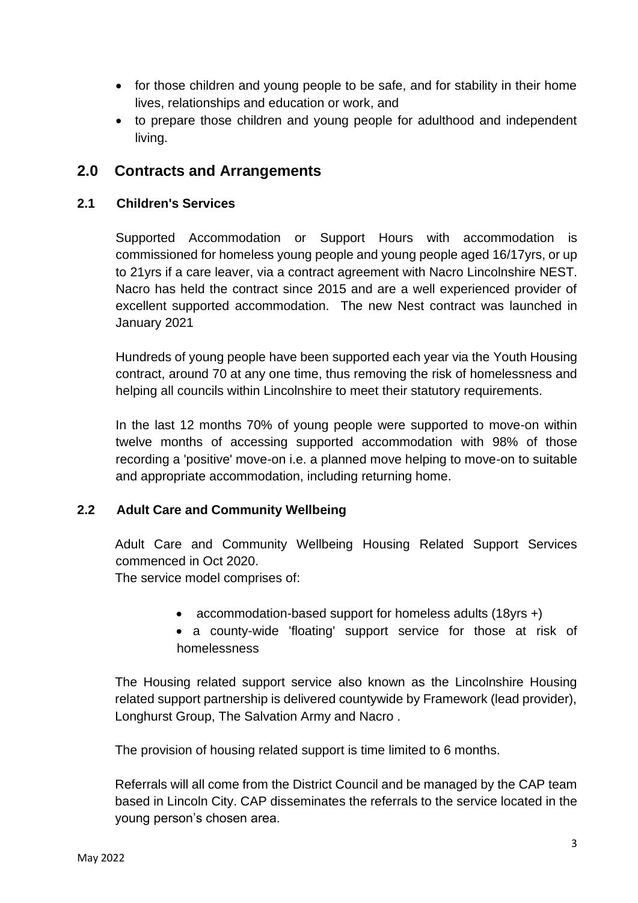- for those children and young people to be safe, and for stability in their home lives, relationships and education or work, and
- to prepare those children and young people for adulthood and independent living.

## 2.0 Contracts and Arrangements

### 2.1 Children's Services

Supported Accommodation or Support Hours with accommodation is commissioned for homeless young people and young people aged 16/17yrs, or up to 21yrs if a care leaver, via a contract agreement with Nacro Lincolnshire NEST. Nacro has held the contract since 2015 and are a well experienced provider of excellent supported accommodation. The new Nest contract was launched in January 2021

Hundreds of young people have been supported each year via the Youth Housing contract, around 70 at any one time, thus removing the risk of homelessness and helping all councils within Lincolnshire to meet their statutory requirements.

In the last 12 months 70% of young people were supported to move-on within twelve months of accessing supported accommodation with 98% of those recording a 'positive' move-on i.e. a planned move helping to move-on to suitable and appropriate accommodation, including returning home.

### 2.2 Adult Care and Community Wellbeing

Adult Care and Community Wellbeing Housing Related Support Services commenced in Oct 2020.
The service model comprises of:

- accommodation-based support for homeless adults (18yrs +)
- a county-wide 'floating' support service for those at risk of homelessness

The Housing related support service also known as the Lincolnshire Housing related support partnership is delivered countywide by Framework (lead provider), Longhurst Group, The Salvation Army and Nacro .

The provision of housing related support is time limited to 6 months.

Referrals will all come from the District Council and be managed by the CAP team based in Lincoln City. CAP disseminates the referrals to the service located in the young person's chosen area.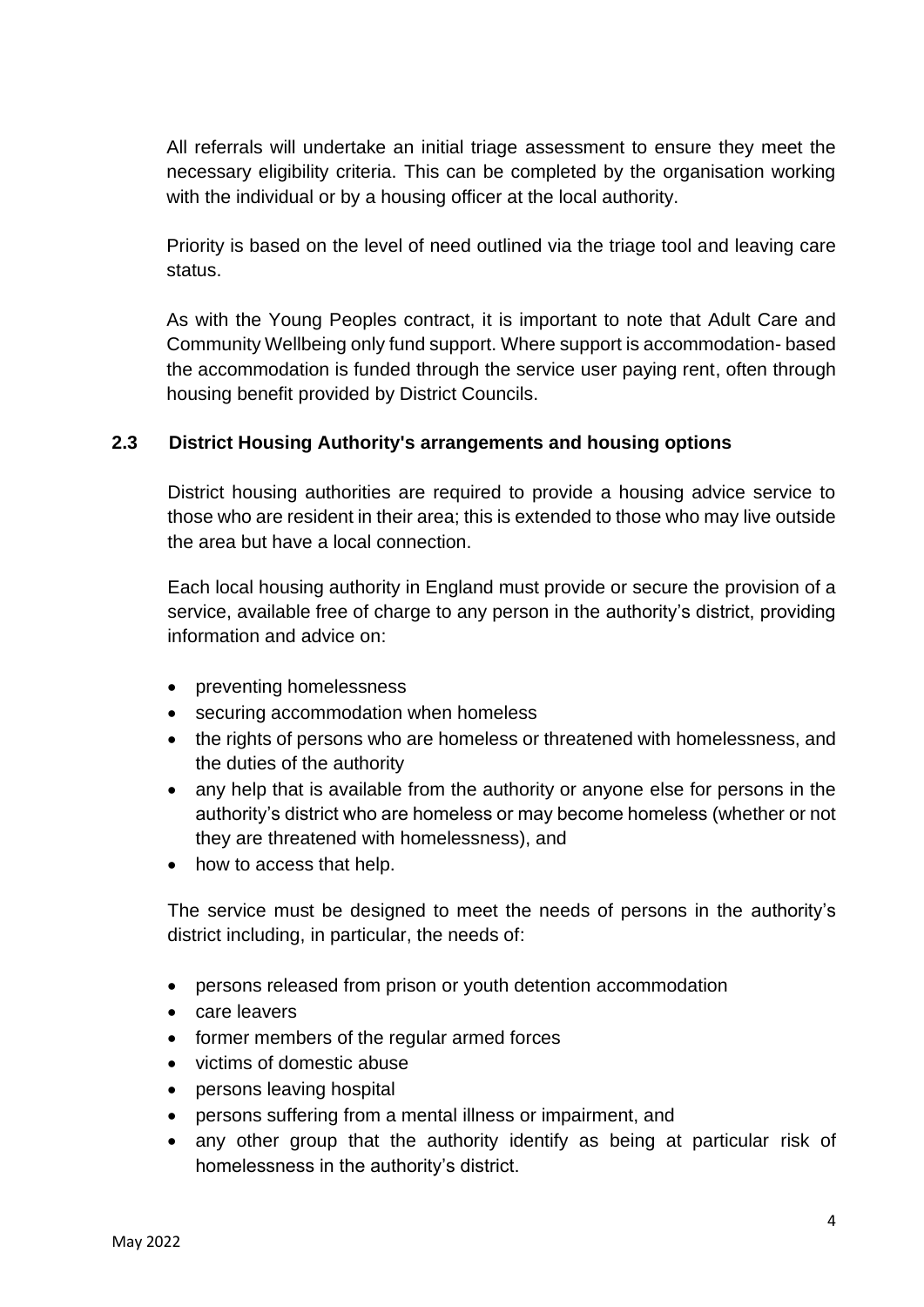All referrals will undertake an initial triage assessment to ensure they meet the necessary eligibility criteria. This can be completed by the organisation working with the individual or by a housing officer at the local authority.

Priority is based on the level of need outlined via the triage tool and leaving care status.

As with the Young Peoples contract, it is important to note that Adult Care and Community Wellbeing only fund support. Where support is accommodation- based the accommodation is funded through the service user paying rent, often through housing benefit provided by District Councils.

## 2.3 District Housing Authority's arrangements and housing options

District housing authorities are required to provide a housing advice service to those who are resident in their area; this is extended to those who may live outside the area but have a local connection.

Each local housing authority in England must provide or secure the provision of a service, available free of charge to any person in the authority's district, providing information and advice on:

- preventing homelessness
- securing accommodation when homeless
- the rights of persons who are homeless or threatened with homelessness, and the duties of the authority
- any help that is available from the authority or anyone else for persons in the authority's district who are homeless or may become homeless (whether or not they are threatened with homelessness), and
- how to access that help.

The service must be designed to meet the needs of persons in the authority's district including, in particular, the needs of:

- persons released from prison or youth detention accommodation
- care leavers
- former members of the regular armed forces
- victims of domestic abuse
- persons leaving hospital
- persons suffering from a mental illness or impairment, and
- any other group that the authority identify as being at particular risk of homelessness in the authority's district.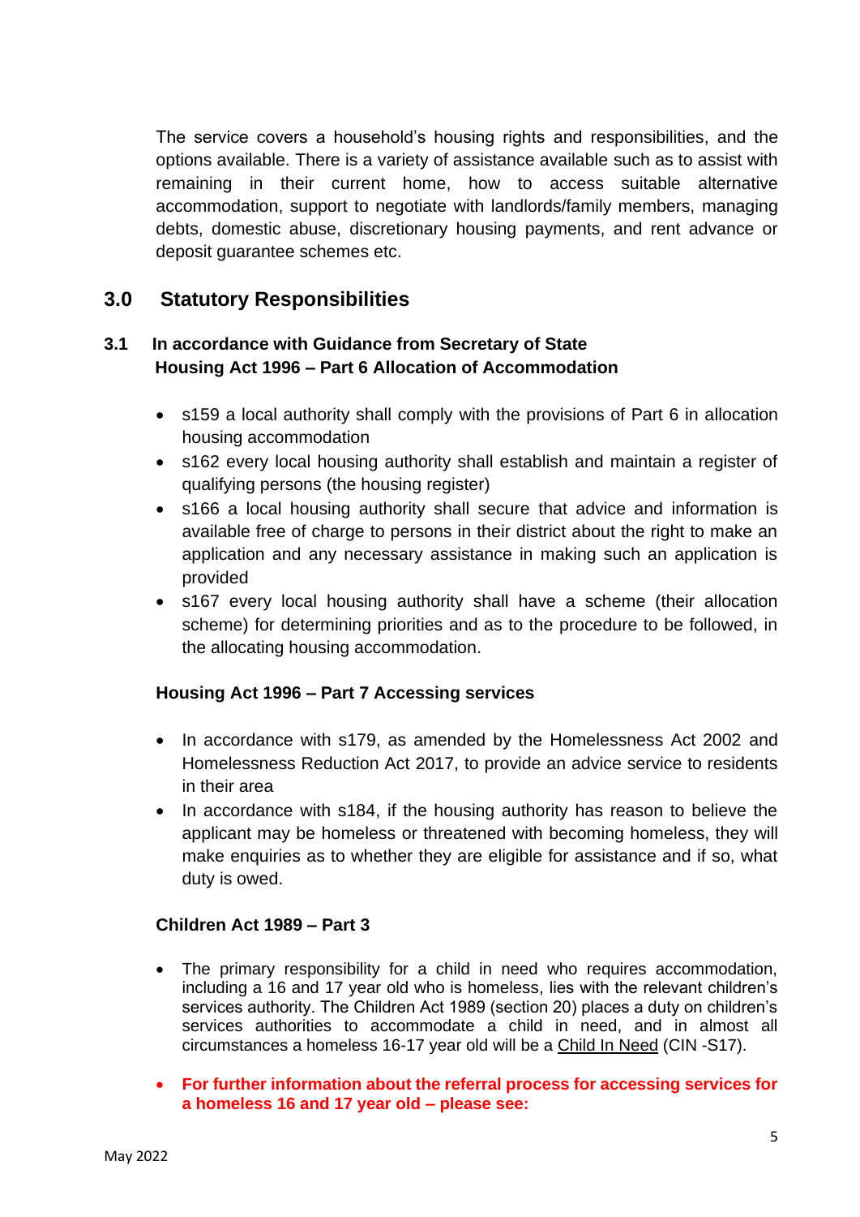The service covers a household's housing rights and responsibilities, and the options available. There is a variety of assistance available such as to assist with remaining in their current home, how to access suitable alternative accommodation, support to negotiate with landlords/family members, managing debts, domestic abuse, discretionary housing payments, and rent advance or deposit guarantee schemes etc.

## 3.0 Statutory Responsibilities

### 3.1 In accordance with Guidance from Secretary of State Housing Act 1996 – Part 6 Allocation of Accommodation

- s159 a local authority shall comply with the provisions of Part 6 in allocation housing accommodation
- s162 every local housing authority shall establish and maintain a register of qualifying persons (the housing register)
- s166 a local housing authority shall secure that advice and information is available free of charge to persons in their district about the right to make an application and any necessary assistance in making such an application is provided
- s167 every local housing authority shall have a scheme (their allocation scheme) for determining priorities and as to the procedure to be followed, in the allocating housing accommodation.

**Housing Act 1996 – Part 7 Accessing services**

- In accordance with s179, as amended by the Homelessness Act 2002 and Homelessness Reduction Act 2017, to provide an advice service to residents in their area
- In accordance with s184, if the housing authority has reason to believe the applicant may be homeless or threatened with becoming homeless, they will make enquiries as to whether they are eligible for assistance and if so, what duty is owed.

**Children Act 1989 – Part 3**

- The primary responsibility for a child in need who requires accommodation, including a 16 and 17 year old who is homeless, lies with the relevant children's services authority. The Children Act 1989 (section 20) places a duty on children's services authorities to accommodate a child in need, and in almost all circumstances a homeless 16-17 year old will be a Child In Need (CIN -S17).
- **For further information about the referral process for accessing services for a homeless 16 and 17 year old – please see:**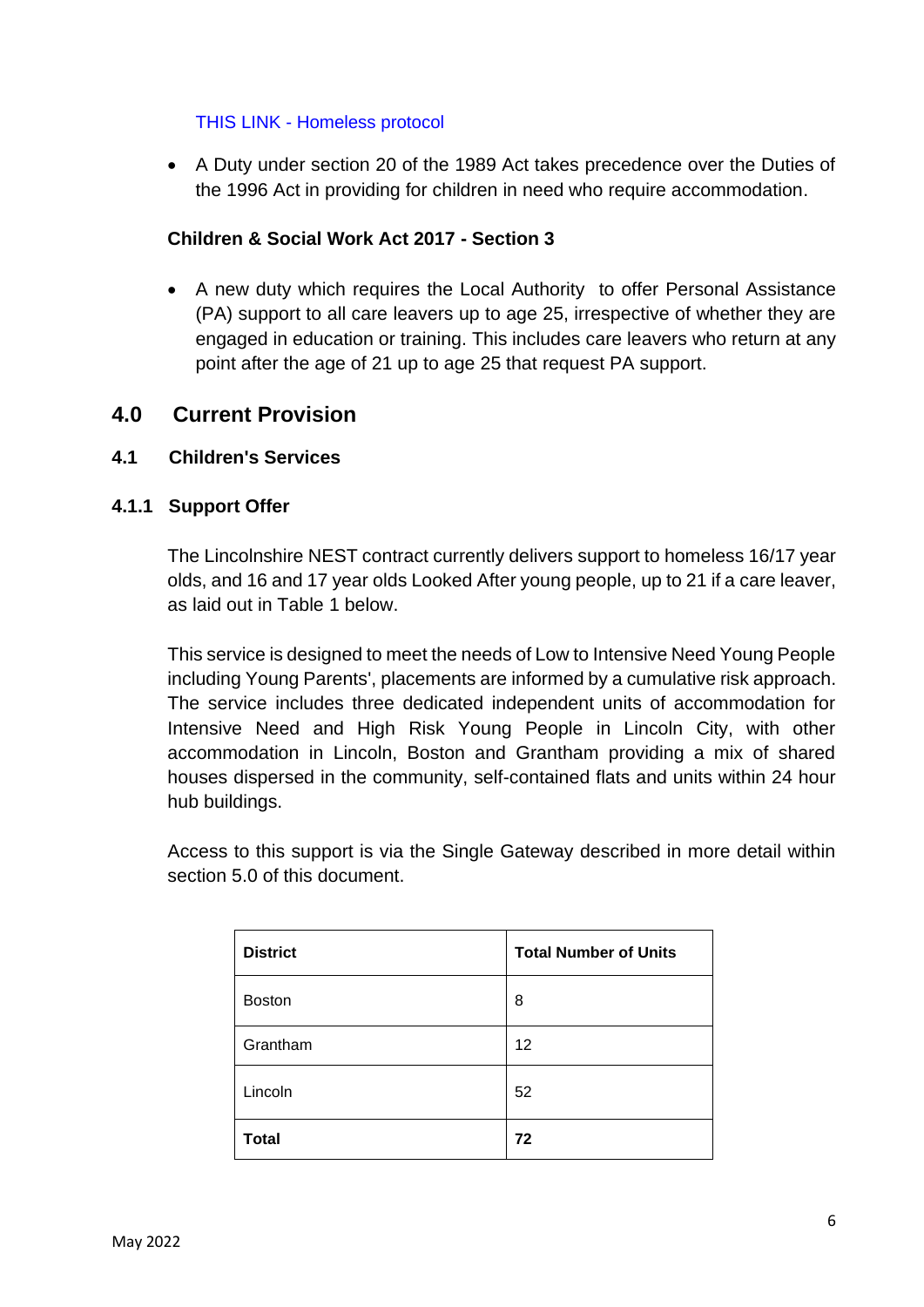THIS LINK - Homeless protocol

- A Duty under section 20 of the 1989 Act takes precedence over the Duties of the 1996 Act in providing for children in need who require accommodation.

**Children & Social Work Act 2017 - Section 3**

- A new duty which requires the Local Authority to offer Personal Assistance (PA) support to all care leavers up to age 25, irrespective of whether they are engaged in education or training. This includes care leavers who return at any point after the age of 21 up to age 25 that request PA support.

## 4.0 Current Provision

### 4.1 Children's Services

#### 4.1.1 Support Offer

The Lincolnshire NEST contract currently delivers support to homeless 16/17 year olds, and 16 and 17 year olds Looked After young people, up to 21 if a care leaver, as laid out in Table 1 below.

This service is designed to meet the needs of Low to Intensive Need Young People including Young Parents', placements are informed by a cumulative risk approach. The service includes three dedicated independent units of accommodation for Intensive Need and High Risk Young People in Lincoln City, with other accommodation in Lincoln, Boston and Grantham providing a mix of shared houses dispersed in the community, self-contained flats and units within 24 hour hub buildings.

Access to this support is via the Single Gateway described in more detail within section 5.0 of this document.

| District | Total Number of Units |
|---|---|
| Boston | 8 |
| Grantham | 12 |
| Lincoln | 52 |
| **Total** | **72** |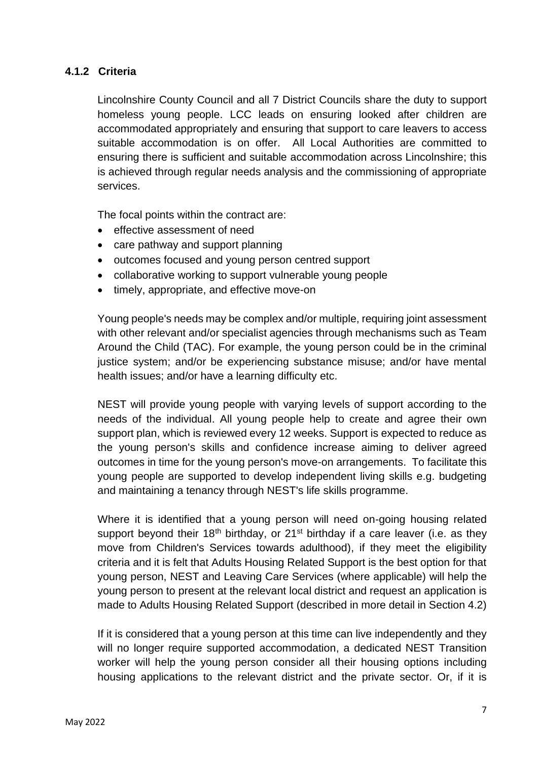#### 4.1.2 Criteria

Lincolnshire County Council and all 7 District Councils share the duty to support homeless young people. LCC leads on ensuring looked after children are accommodated appropriately and ensuring that support to care leavers to access suitable accommodation is on offer. All Local Authorities are committed to ensuring there is sufficient and suitable accommodation across Lincolnshire; this is achieved through regular needs analysis and the commissioning of appropriate services.

The focal points within the contract are:

- effective assessment of need
- care pathway and support planning
- outcomes focused and young person centred support
- collaborative working to support vulnerable young people
- timely, appropriate, and effective move-on

Young people's needs may be complex and/or multiple, requiring joint assessment with other relevant and/or specialist agencies through mechanisms such as Team Around the Child (TAC). For example, the young person could be in the criminal justice system; and/or be experiencing substance misuse; and/or have mental health issues; and/or have a learning difficulty etc.

NEST will provide young people with varying levels of support according to the needs of the individual. All young people help to create and agree their own support plan, which is reviewed every 12 weeks. Support is expected to reduce as the young person's skills and confidence increase aiming to deliver agreed outcomes in time for the young person's move-on arrangements. To facilitate this young people are supported to develop independent living skills e.g. budgeting and maintaining a tenancy through NEST's life skills programme.

Where it is identified that a young person will need on-going housing related support beyond their 18th birthday, or 21st birthday if a care leaver (i.e. as they move from Children's Services towards adulthood), if they meet the eligibility criteria and it is felt that Adults Housing Related Support is the best option for that young person, NEST and Leaving Care Services (where applicable) will help the young person to present at the relevant local district and request an application is made to Adults Housing Related Support (described in more detail in Section 4.2)

If it is considered that a young person at this time can live independently and they will no longer require supported accommodation, a dedicated NEST Transition worker will help the young person consider all their housing options including housing applications to the relevant district and the private sector. Or, if it is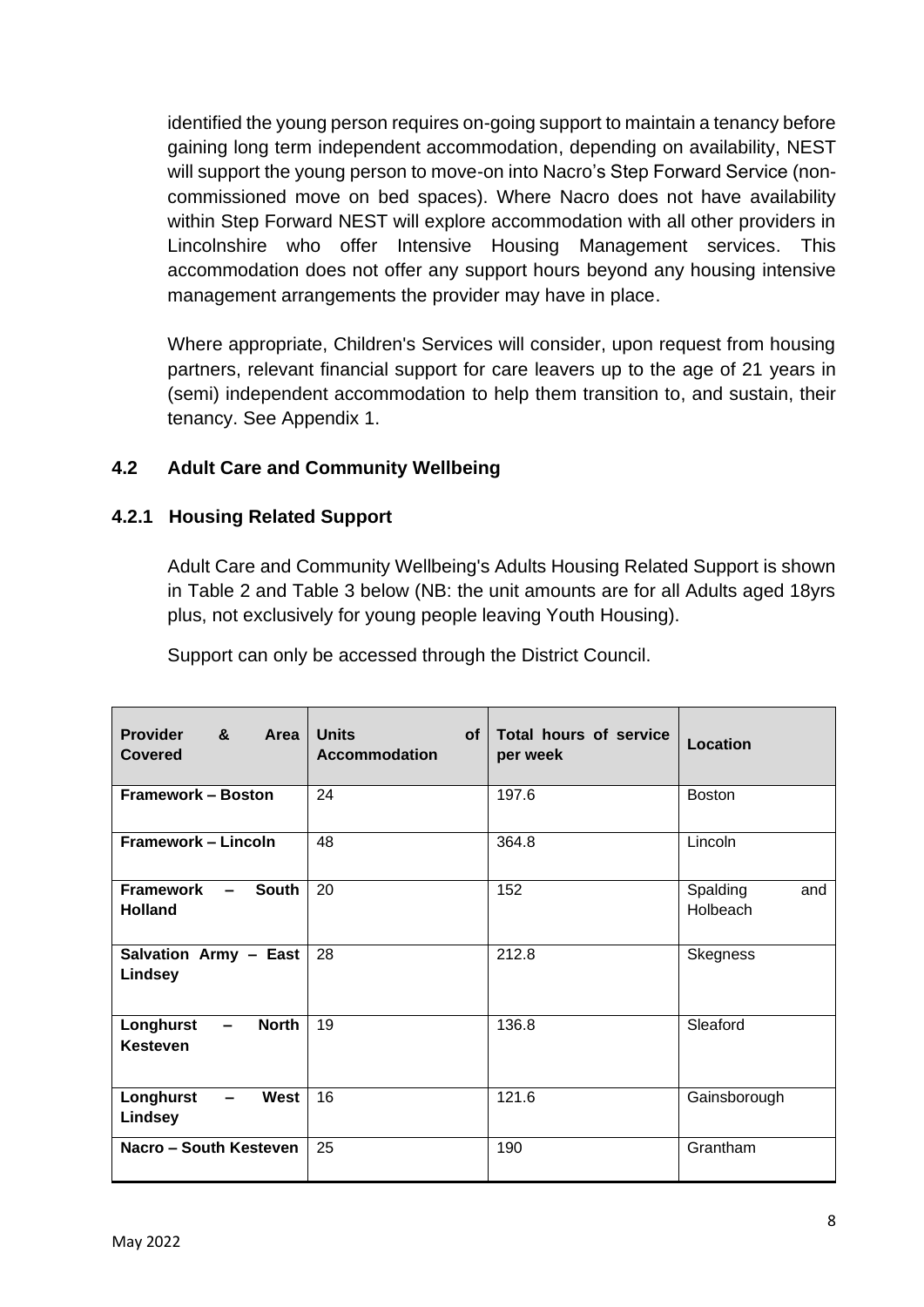identified the young person requires on-going support to maintain a tenancy before gaining long term independent accommodation, depending on availability, NEST will support the young person to move-on into Nacro's Step Forward Service (non-commissioned move on bed spaces). Where Nacro does not have availability within Step Forward NEST will explore accommodation with all other providers in Lincolnshire who offer Intensive Housing Management services. This accommodation does not offer any support hours beyond any housing intensive management arrangements the provider may have in place.

Where appropriate, Children's Services will consider, upon request from housing partners, relevant financial support for care leavers up to the age of 21 years in (semi) independent accommodation to help them transition to, and sustain, their tenancy. See Appendix 1.

### 4.2 Adult Care and Community Wellbeing

#### 4.2.1 Housing Related Support

Adult Care and Community Wellbeing's Adults Housing Related Support is shown in Table 2 and Table 3 below (NB: the unit amounts are for all Adults aged 18yrs plus, not exclusively for young people leaving Youth Housing).

Support can only be accessed through the District Council.

| Provider & Area Covered | Units of Accommodation | Total hours of service per week | Location |
|---|---|---|---|
| **Framework – Boston** | 24 | 197.6 | Boston |
| **Framework – Lincoln** | 48 | 364.8 | Lincoln |
| **Framework – South Holland** | 20 | 152 | Spalding and Holbeach |
| **Salvation Army – East Lindsey** | 28 | 212.8 | Skegness |
| **Longhurst – North Kesteven** | 19 | 136.8 | Sleaford |
| **Longhurst – West Lindsey** | 16 | 121.6 | Gainsborough |
| **Nacro – South Kesteven** | 25 | 190 | Grantham |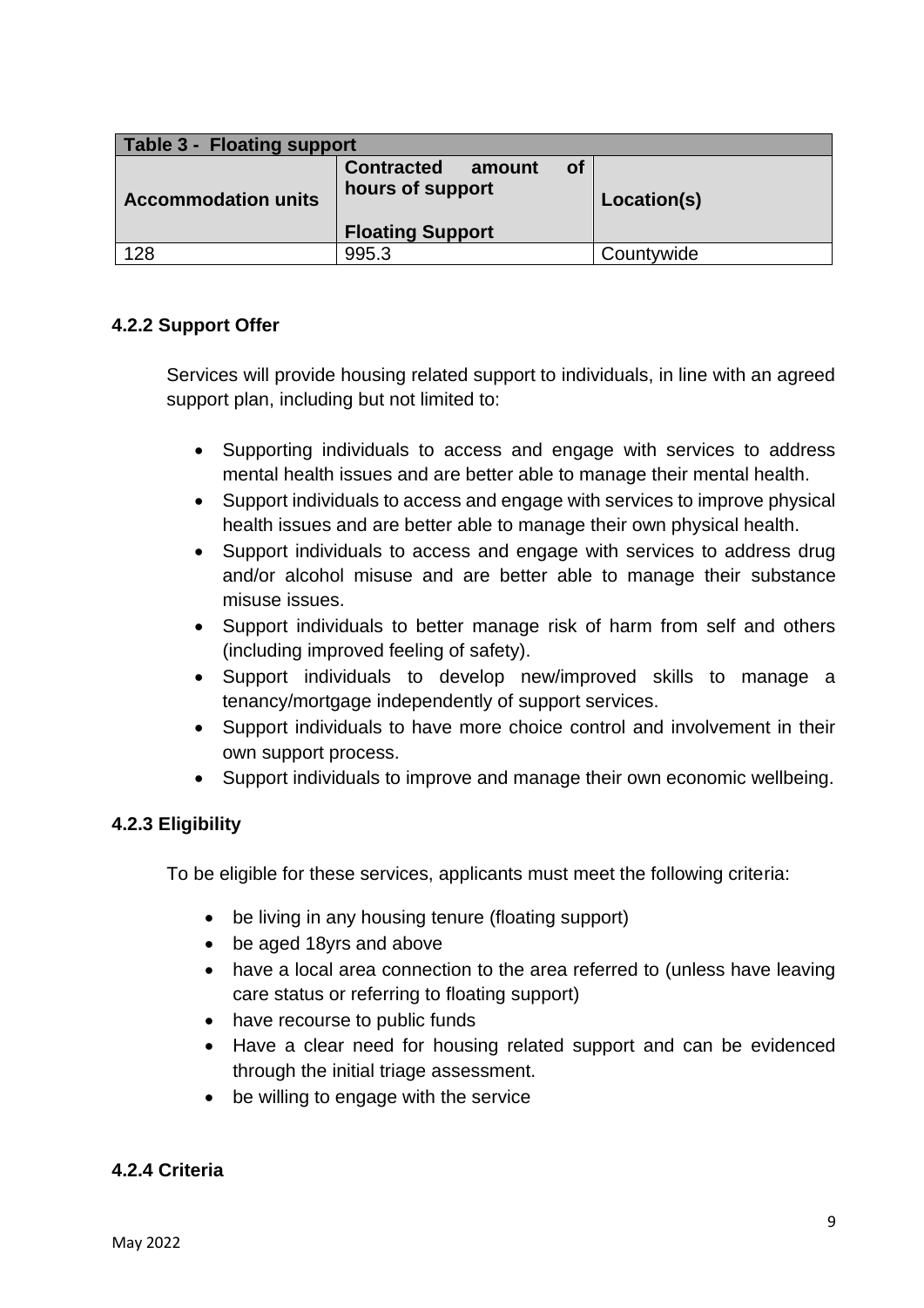| Table 3 - Floating support | | |
|---|---|---|
| **Accommodation units** | **Contracted amount of hours of support**<br><br>**Floating Support** | **Location(s)** |
| 128 | 995.3 | Countywide |

### 4.2.2 Support Offer

Services will provide housing related support to individuals, in line with an agreed support plan, including but not limited to:

- Supporting individuals to access and engage with services to address mental health issues and are better able to manage their mental health.
- Support individuals to access and engage with services to improve physical health issues and are better able to manage their own physical health.
- Support individuals to access and engage with services to address drug and/or alcohol misuse and are better able to manage their substance misuse issues.
- Support individuals to better manage risk of harm from self and others (including improved feeling of safety).
- Support individuals to develop new/improved skills to manage a tenancy/mortgage independently of support services.
- Support individuals to have more choice control and involvement in their own support process.
- Support individuals to improve and manage their own economic wellbeing.

### 4.2.3 Eligibility

To be eligible for these services, applicants must meet the following criteria:

- be living in any housing tenure (floating support)
- be aged 18yrs and above
- have a local area connection to the area referred to (unless have leaving care status or referring to floating support)
- have recourse to public funds
- Have a clear need for housing related support and can be evidenced through the initial triage assessment.
- be willing to engage with the service

### 4.2.4 Criteria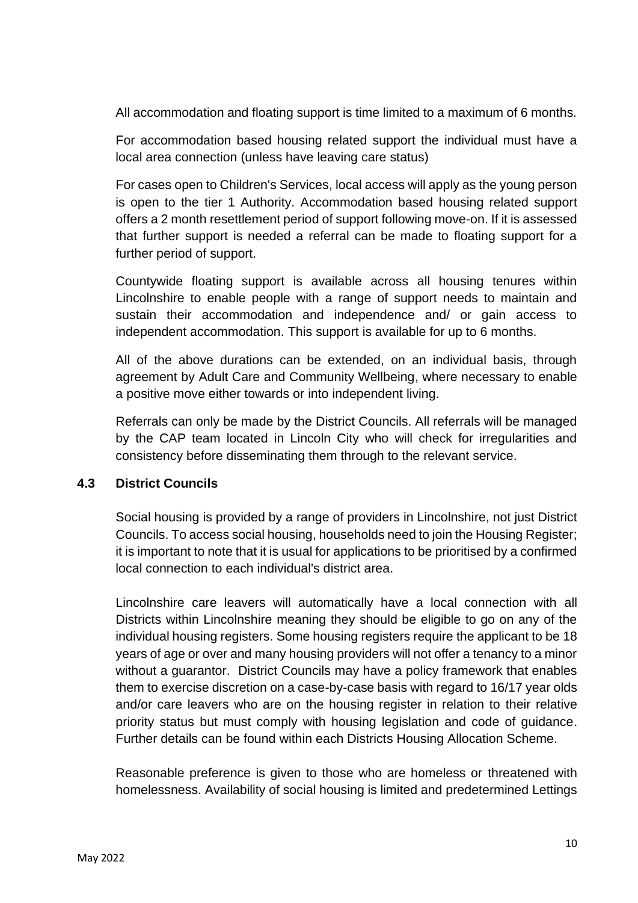All accommodation and floating support is time limited to a maximum of 6 months.

For accommodation based housing related support the individual must have a local area connection (unless have leaving care status)

For cases open to Children's Services, local access will apply as the young person is open to the tier 1 Authority. Accommodation based housing related support offers a 2 month resettlement period of support following move-on. If it is assessed that further support is needed a referral can be made to floating support for a further period of support.

Countywide floating support is available across all housing tenures within Lincolnshire to enable people with a range of support needs to maintain and sustain their accommodation and independence and/ or gain access to independent accommodation. This support is available for up to 6 months.

All of the above durations can be extended, on an individual basis, through agreement by Adult Care and Community Wellbeing, where necessary to enable a positive move either towards or into independent living.

Referrals can only be made by the District Councils. All referrals will be managed by the CAP team located in Lincoln City who will check for irregularities and consistency before disseminating them through to the relevant service.

### 4.3 District Councils

Social housing is provided by a range of providers in Lincolnshire, not just District Councils. To access social housing, households need to join the Housing Register; it is important to note that it is usual for applications to be prioritised by a confirmed local connection to each individual's district area.

Lincolnshire care leavers will automatically have a local connection with all Districts within Lincolnshire meaning they should be eligible to go on any of the individual housing registers. Some housing registers require the applicant to be 18 years of age or over and many housing providers will not offer a tenancy to a minor without a guarantor. District Councils may have a policy framework that enables them to exercise discretion on a case-by-case basis with regard to 16/17 year olds and/or care leavers who are on the housing register in relation to their relative priority status but must comply with housing legislation and code of guidance. Further details can be found within each Districts Housing Allocation Scheme.

Reasonable preference is given to those who are homeless or threatened with homelessness. Availability of social housing is limited and predetermined Lettings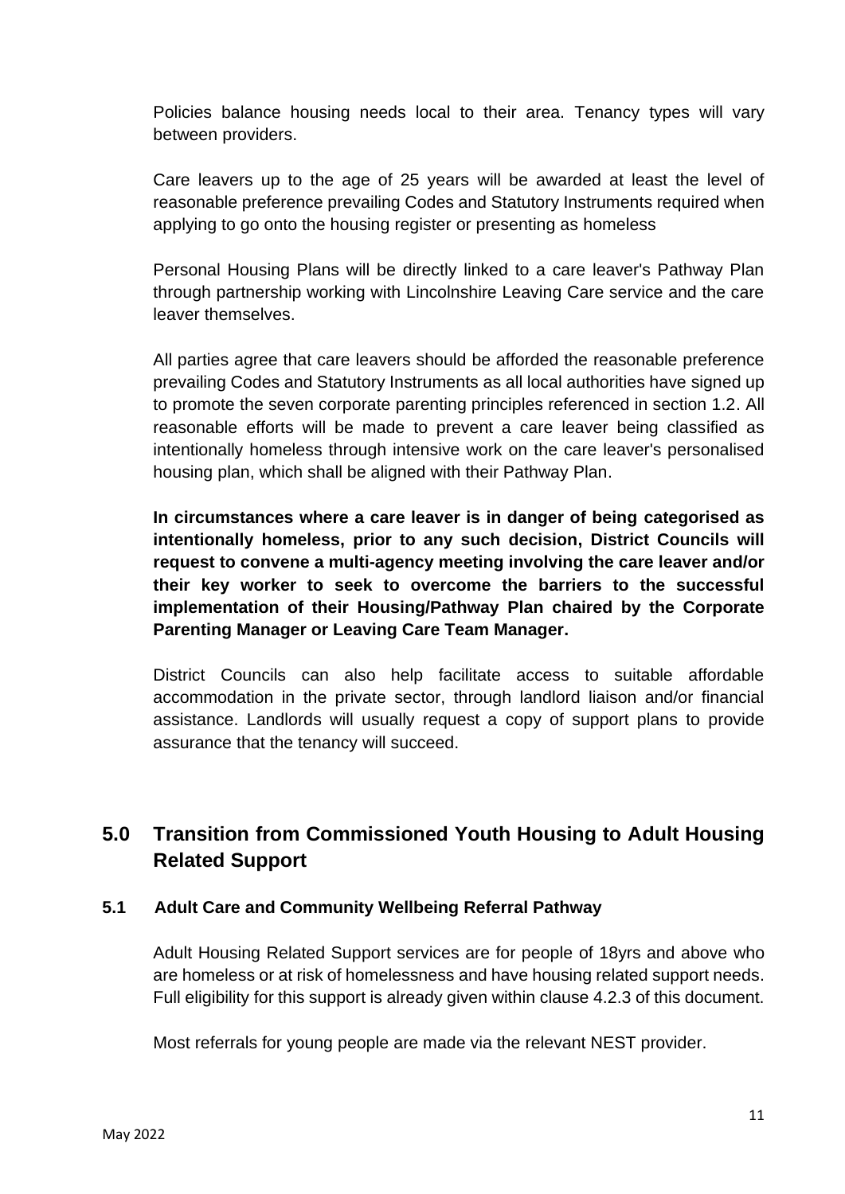Policies balance housing needs local to their area. Tenancy types will vary between providers.

Care leavers up to the age of 25 years will be awarded at least the level of reasonable preference prevailing Codes and Statutory Instruments required when applying to go onto the housing register or presenting as homeless

Personal Housing Plans will be directly linked to a care leaver's Pathway Plan through partnership working with Lincolnshire Leaving Care service and the care leaver themselves.

All parties agree that care leavers should be afforded the reasonable preference prevailing Codes and Statutory Instruments as all local authorities have signed up to promote the seven corporate parenting principles referenced in section 1.2. All reasonable efforts will be made to prevent a care leaver being classified as intentionally homeless through intensive work on the care leaver's personalised housing plan, which shall be aligned with their Pathway Plan.

**In circumstances where a care leaver is in danger of being categorised as intentionally homeless, prior to any such decision, District Councils will request to convene a multi-agency meeting involving the care leaver and/or their key worker to seek to overcome the barriers to the successful implementation of their Housing/Pathway Plan chaired by the Corporate Parenting Manager or Leaving Care Team Manager.**

District Councils can also help facilitate access to suitable affordable accommodation in the private sector, through landlord liaison and/or financial assistance. Landlords will usually request a copy of support plans to provide assurance that the tenancy will succeed.

## 5.0 Transition from Commissioned Youth Housing to Adult Housing Related Support

### 5.1 Adult Care and Community Wellbeing Referral Pathway

Adult Housing Related Support services are for people of 18yrs and above who are homeless or at risk of homelessness and have housing related support needs. Full eligibility for this support is already given within clause 4.2.3 of this document.

Most referrals for young people are made via the relevant NEST provider.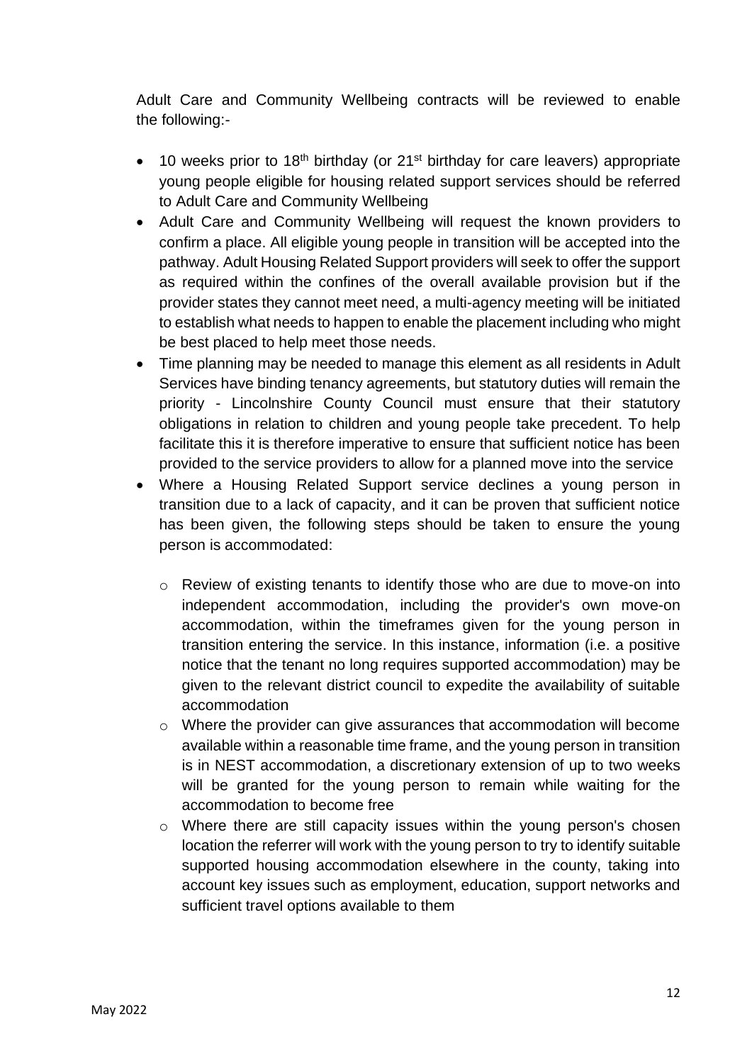Adult Care and Community Wellbeing contracts will be reviewed to enable the following:-

- 10 weeks prior to 18th birthday (or 21st birthday for care leavers) appropriate young people eligible for housing related support services should be referred to Adult Care and Community Wellbeing
- Adult Care and Community Wellbeing will request the known providers to confirm a place. All eligible young people in transition will be accepted into the pathway. Adult Housing Related Support providers will seek to offer the support as required within the confines of the overall available provision but if the provider states they cannot meet need, a multi-agency meeting will be initiated to establish what needs to happen to enable the placement including who might be best placed to help meet those needs.
- Time planning may be needed to manage this element as all residents in Adult Services have binding tenancy agreements, but statutory duties will remain the priority - Lincolnshire County Council must ensure that their statutory obligations in relation to children and young people take precedent. To help facilitate this it is therefore imperative to ensure that sufficient notice has been provided to the service providers to allow for a planned move into the service
- Where a Housing Related Support service declines a young person in transition due to a lack of capacity, and it can be proven that sufficient notice has been given, the following steps should be taken to ensure the young person is accommodated:

    - Review of existing tenants to identify those who are due to move-on into independent accommodation, including the provider's own move-on accommodation, within the timeframes given for the young person in transition entering the service. In this instance, information (i.e. a positive notice that the tenant no long requires supported accommodation) may be given to the relevant district council to expedite the availability of suitable accommodation
    - Where the provider can give assurances that accommodation will become available within a reasonable time frame, and the young person in transition is in NEST accommodation, a discretionary extension of up to two weeks will be granted for the young person to remain while waiting for the accommodation to become free
    - Where there are still capacity issues within the young person's chosen location the referrer will work with the young person to try to identify suitable supported housing accommodation elsewhere in the county, taking into account key issues such as employment, education, support networks and sufficient travel options available to them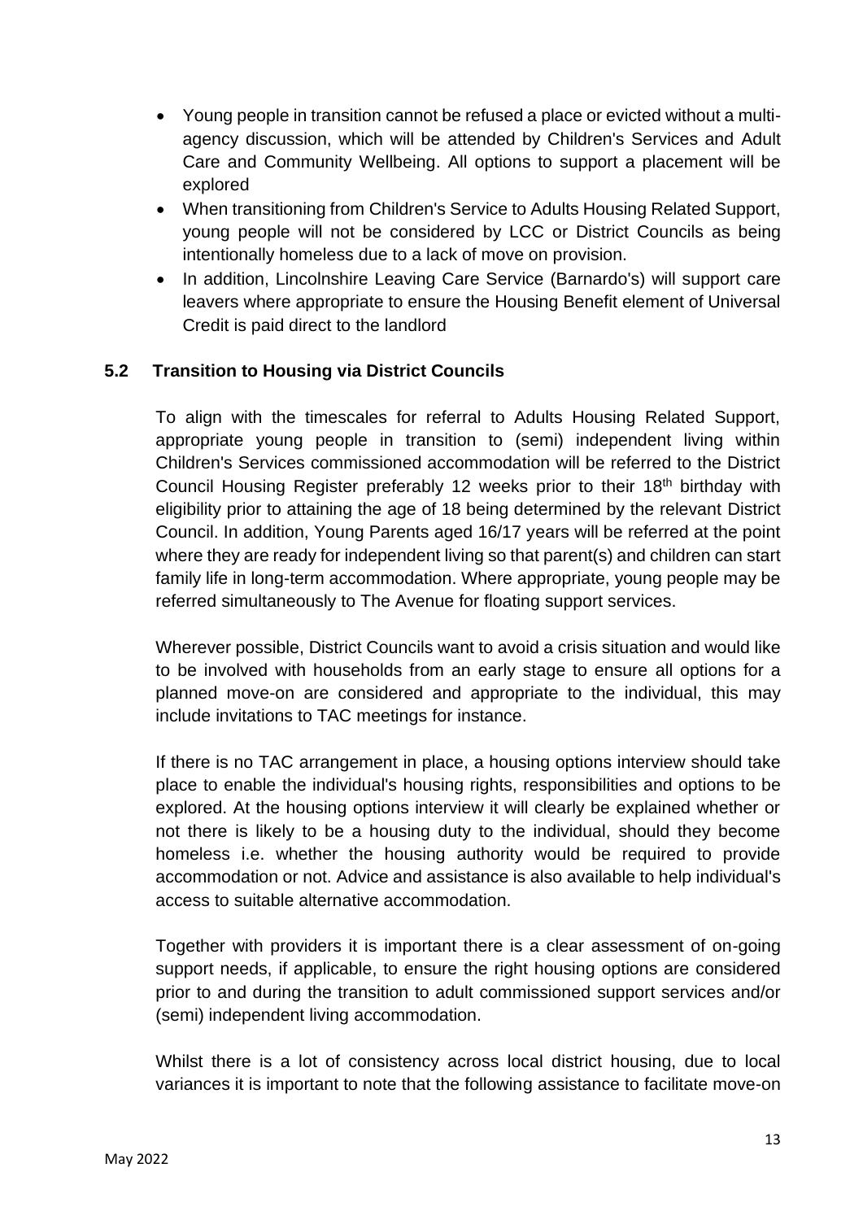- Young people in transition cannot be refused a place or evicted without a multi-agency discussion, which will be attended by Children's Services and Adult Care and Community Wellbeing. All options to support a placement will be explored
- When transitioning from Children's Service to Adults Housing Related Support, young people will not be considered by LCC or District Councils as being intentionally homeless due to a lack of move on provision.
- In addition, Lincolnshire Leaving Care Service (Barnardo's) will support care leavers where appropriate to ensure the Housing Benefit element of Universal Credit is paid direct to the landlord

### 5.2 Transition to Housing via District Councils

To align with the timescales for referral to Adults Housing Related Support, appropriate young people in transition to (semi) independent living within Children's Services commissioned accommodation will be referred to the District Council Housing Register preferably 12 weeks prior to their 18th birthday with eligibility prior to attaining the age of 18 being determined by the relevant District Council. In addition, Young Parents aged 16/17 years will be referred at the point where they are ready for independent living so that parent(s) and children can start family life in long-term accommodation. Where appropriate, young people may be referred simultaneously to The Avenue for floating support services.

Wherever possible, District Councils want to avoid a crisis situation and would like to be involved with households from an early stage to ensure all options for a planned move-on are considered and appropriate to the individual, this may include invitations to TAC meetings for instance.

If there is no TAC arrangement in place, a housing options interview should take place to enable the individual's housing rights, responsibilities and options to be explored. At the housing options interview it will clearly be explained whether or not there is likely to be a housing duty to the individual, should they become homeless i.e. whether the housing authority would be required to provide accommodation or not. Advice and assistance is also available to help individual's access to suitable alternative accommodation.

Together with providers it is important there is a clear assessment of on-going support needs, if applicable, to ensure the right housing options are considered prior to and during the transition to adult commissioned support services and/or (semi) independent living accommodation.

Whilst there is a lot of consistency across local district housing, due to local variances it is important to note that the following assistance to facilitate move-on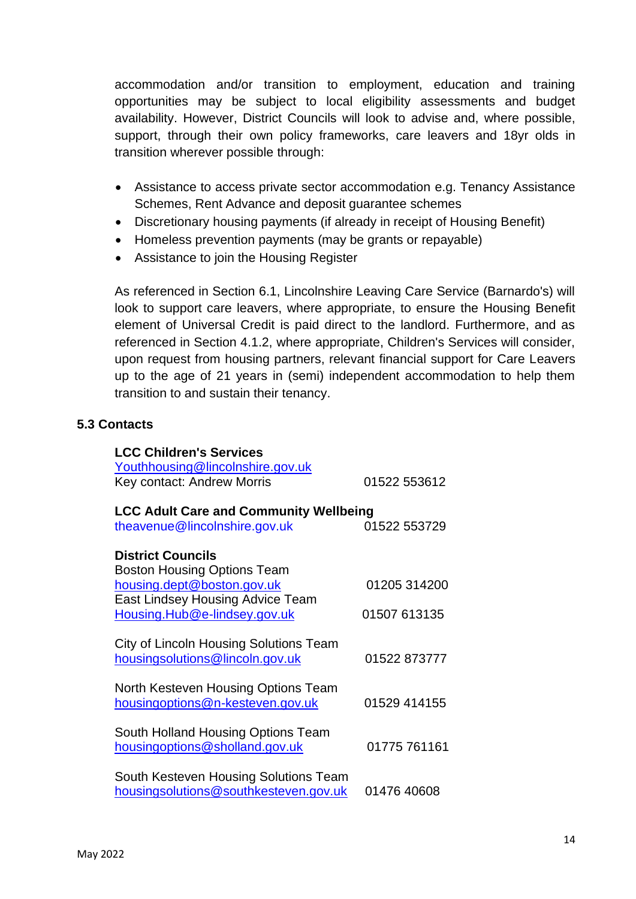accommodation and/or transition to employment, education and training opportunities may be subject to local eligibility assessments and budget availability. However, District Councils will look to advise and, where possible, support, through their own policy frameworks, care leavers and 18yr olds in transition wherever possible through:

- Assistance to access private sector accommodation e.g. Tenancy Assistance Schemes, Rent Advance and deposit guarantee schemes
- Discretionary housing payments (if already in receipt of Housing Benefit)
- Homeless prevention payments (may be grants or repayable)
- Assistance to join the Housing Register

As referenced in Section 6.1, Lincolnshire Leaving Care Service (Barnardo's) will look to support care leavers, where appropriate, to ensure the Housing Benefit element of Universal Credit is paid direct to the landlord. Furthermore, and as referenced in Section 4.1.2, where appropriate, Children's Services will consider, upon request from housing partners, relevant financial support for Care Leavers up to the age of 21 years in (semi) independent accommodation to help them transition to and sustain their tenancy.

### 5.3 Contacts

**LCC Children's Services**
Youthhousing@lincolnshire.gov.uk
Key contact: Andrew Morris — 01522 553612

**LCC Adult Care and Community Wellbeing**
theavenue@lincolnshire.gov.uk — 01522 553729

**District Councils**

Boston Housing Options Team
housing.dept@boston.gov.uk — 01205 314200

East Lindsey Housing Advice Team
Housing.Hub@e-lindsey.gov.uk — 01507 613135

City of Lincoln Housing Solutions Team
housingsolutions@lincoln.gov.uk — 01522 873777

North Kesteven Housing Options Team
housingoptions@n-kesteven.gov.uk — 01529 414155

South Holland Housing Options Team
housingoptions@sholland.gov.uk — 01775 761161

South Kesteven Housing Solutions Team
housingsolutions@southkesteven.gov.uk — 01476 40608

May 2022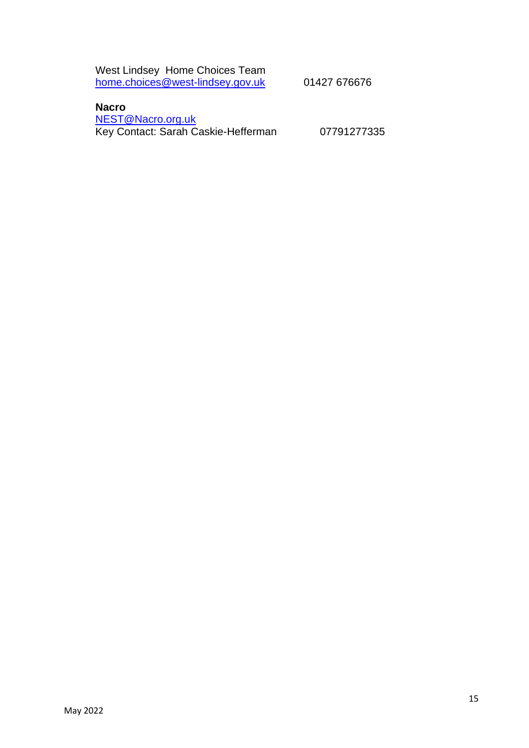West Lindsey  Home Choices Team
home.choices@west-lindsey.gov.uk 01427 676676

**Nacro**
NEST@Nacro.org.uk
Key Contact: Sarah Caskie-Hefferman 07791277335

May 2022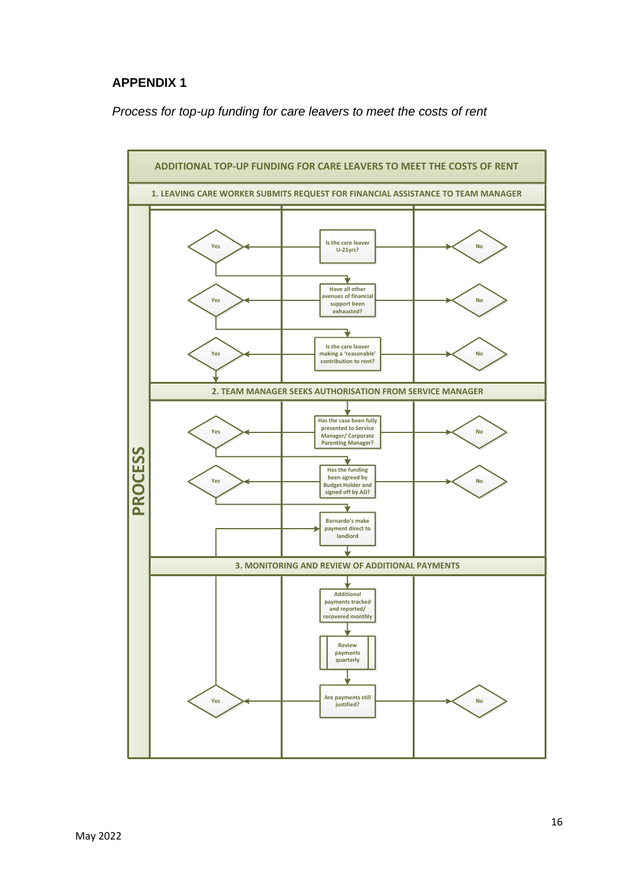## APPENDIX 1

*Process for top-up funding for care leavers to meet the costs of rent*

ADDITIONAL TOP-UP FUNDING FOR CARE LEAVERS TO MEET THE COSTS OF RENT

PROCESS

1. LEAVING CARE WORKER SUBMITS REQUEST FOR FINANCIAL ASSISTANCE TO TEAM MANAGER

Is the care leaver U-21yrs?

Yes

No

Have all other avenues of financial support been exhausted?

Yes

No

Is the care leaver making a 'reasonable' contribution to rent?

Yes

No

2. TEAM MANAGER SEEKS AUTHORISATION FROM SERVICE MANAGER

Has the case been fully presented to Service Manager/ Corporate Parenting Manager?

Yes

No

Has the funding been agreed by Budget Holder and signed off by AD?

Yes

No

Barnardo's make payment direct to landlord

3. MONITORING AND REVIEW OF ADDITIONAL PAYMENTS

Additional payments tracked and reported/ recovered monthly

Review payments quarterly

Are payments still justified?

Yes

No

May 2022